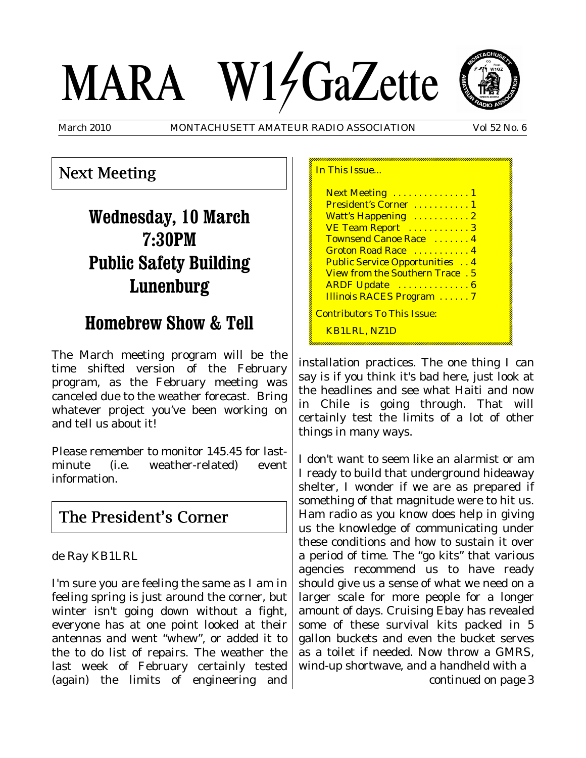# MARA W1GaZette

March 2010 MONTACHUSETT AMATEUR RADIO ASSOCIATION Vol 52 No. 6

## Next Meeting

### Wednesday, 10 March
### 7:30PM
### Public Safety Building
### Lunenburg

### Homebrew Show & Tell

The March meeting program will be the time shifted version of the February program, as the February meeting was canceled due to the weather forecast. Bring whatever project you've been working on and tell us about it!

Please remember to monitor 145.45 for last-minute (i.e. weather-related) event information.

## The President's Corner

de Ray KB1LRL

I'm sure you are feeling the same as I am in feeling spring is just around the corner, but winter isn't going down without a fight, everyone has at one point looked at their antennas and went "whew", or added it to the to do list of repairs. The weather the last week of February certainly tested (again) the limits of engineering and installation practices. The one thing I can say is if you think it's bad here, just look at the headlines and see what Haiti and now in Chile is going through. That will certainly test the limits of a lot of other things in many ways.

I don't want to seem like an alarmist or am I ready to build that underground hideaway shelter, I wonder if we are as prepared if something of that magnitude were to hit us. Ham radio as you know does help in giving us the knowledge of communicating under these conditions and how to sustain it over a period of time. The "go kits" that various agencies recommend us to have ready should give us a sense of what we need on a larger scale for more people for a longer amount of days. Cruising Ebay has revealed some of these survival kits packed in 5 gallon buckets and even the bucket serves as a toilet if needed. Now throw a GMRS, wind-up shortwave, and a handheld with a

continued on page 3

In This Issue...

- Next Meeting . . . . . . . . . . . . . . 1
- President's Corner . . . . . . . . . . 1
- Watt's Happening . . . . . . . . . . 2
- VE Team Report . . . . . . . . . . . 3
- Townsend Canoe Race . . . . . . . 4
- Groton Road Race . . . . . . . . . . 4
- Public Service Opportunities . . 4
- View from the Southern Trace . 5
- ARDF Update . . . . . . . . . . . . . 6
- Illinois RACES Program . . . . . . 7

Contributors To This Issue:

KB1LRL, NZ1D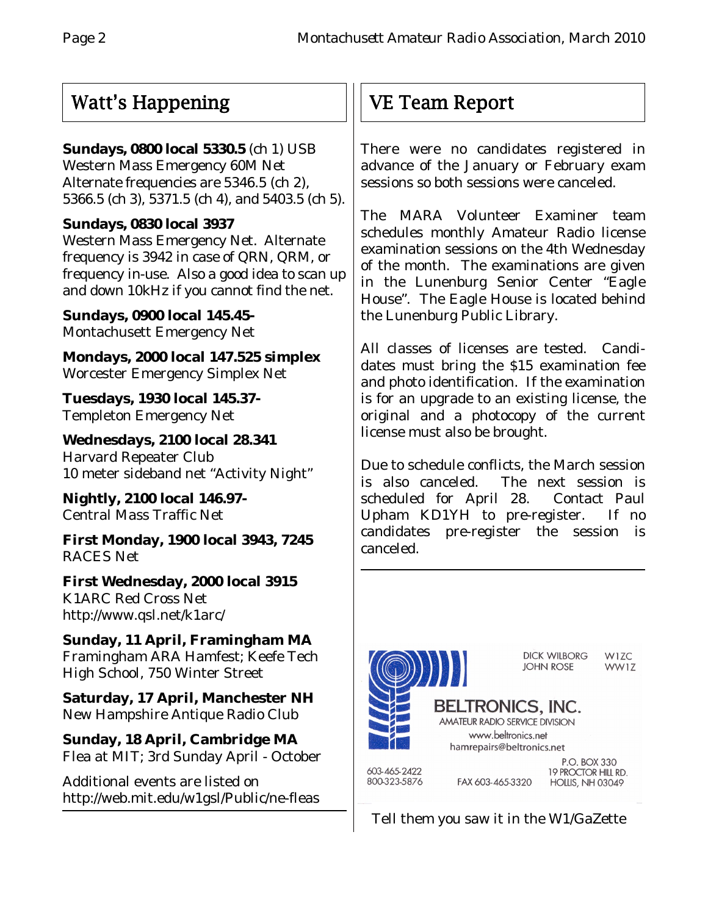## Watt's Happening

**Sundays, 0800 local 5330.5** (ch 1) USB
Western Mass Emergency 60M Net
Alternate frequencies are 5346.5 (ch 2), 5366.5 (ch 3), 5371.5 (ch 4), and 5403.5 (ch 5).

**Sundays, 0830 local 3937**
Western Mass Emergency Net. Alternate frequency is 3942 in case of QRN, QRM, or frequency in-use. Also a good idea to scan up and down 10kHz if you cannot find the net.

**Sundays, 0900 local 145.45-**
Montachusett Emergency Net

**Mondays, 2000 local 147.525 simplex**
Worcester Emergency Simplex Net

**Tuesdays, 1930 local 145.37-**
Templeton Emergency Net

**Wednesdays, 2100 local 28.341**
Harvard Repeater Club
10 meter sideband net "Activity Night"

**Nightly, 2100 local 146.97-**
Central Mass Traffic Net

**First Monday, 1900 local 3943, 7245**
RACES Net

**First Wednesday, 2000 local 3915**
K1ARC Red Cross Net
http://www.qsl.net/k1arc/

**Sunday, 11 April, Framingham MA**
Framingham ARA Hamfest; Keefe Tech High School, 750 Winter Street

**Saturday, 17 April, Manchester NH**
New Hampshire Antique Radio Club

**Sunday, 18 April, Cambridge MA**
Flea at MIT; 3rd Sunday April - October

Additional events are listed on
http://web.mit.edu/w1gsl/Public/ne-fleas

## VE Team Report

There were no candidates registered in advance of the January or February exam sessions so both sessions were canceled.

The MARA Volunteer Examiner team schedules monthly Amateur Radio license examination sessions on the 4th Wednesday of the month. The examinations are given in the Lunenburg Senior Center "Eagle House". The Eagle House is located behind the Lunenburg Public Library.

All classes of licenses are tested. Candidates must bring the $15 examination fee and photo identification. If the examination is for an upgrade to an existing license, the original and a photocopy of the current license must also be brought.

Due to schedule conflicts, the March session is also canceled. The next session is scheduled for April 28. Contact Paul Upham KD1YH to pre-register. If no candidates pre-register the session is canceled.

DICK WILBORG W1ZC
JOHN ROSE WW1Z

**BELTRONICS, INC.**
AMATEUR RADIO SERVICE DIVISION
www.beltronics.net
hamrepairs@beltronics.net

603-465-2422
800-323-5876
FAX 603-465-3320
P.O. BOX 330
19 PROCTOR HILL RD.
HOLLIS, NH 03049

Tell them you saw it in the W1/GaZette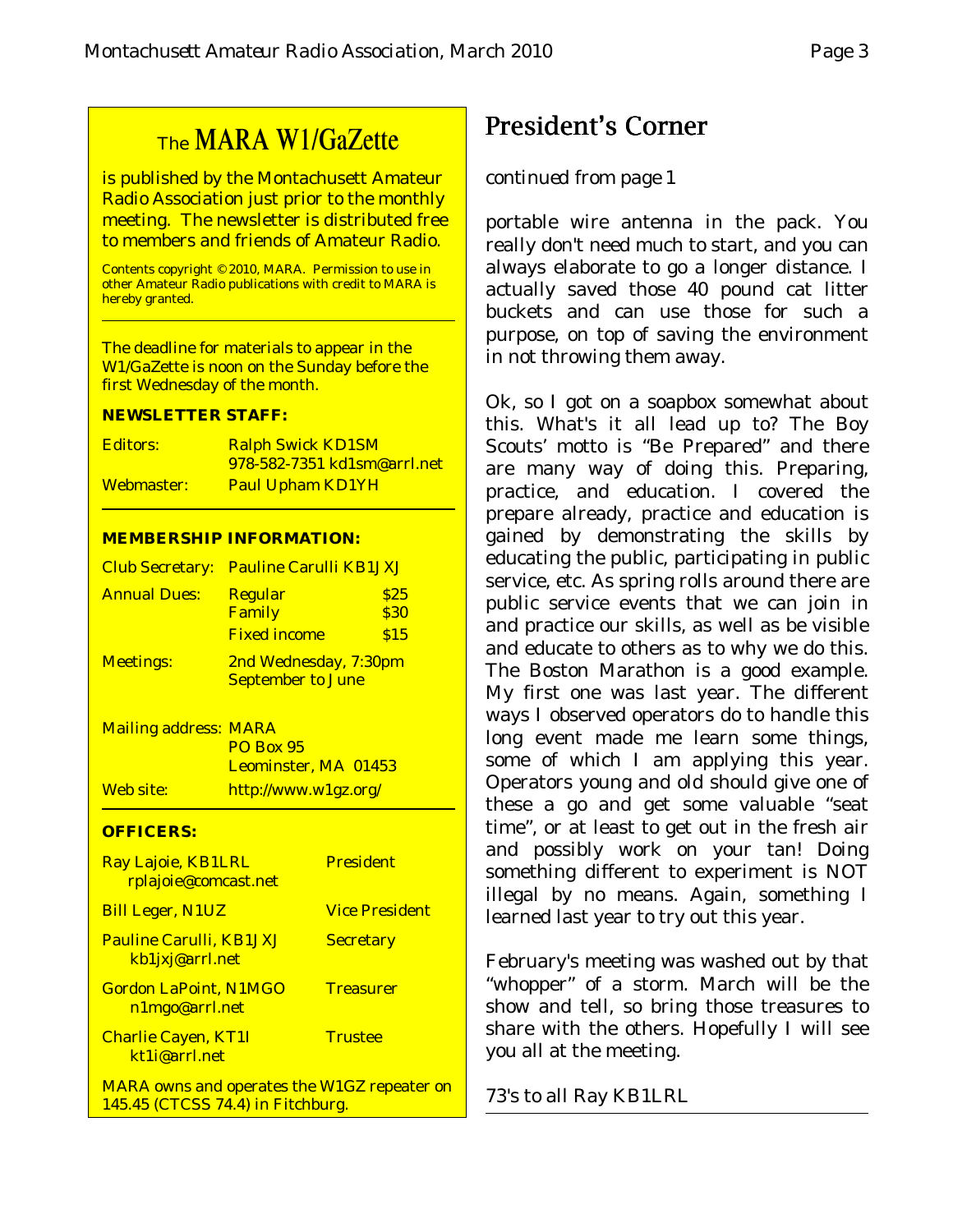## The MARA W1/GaZette

is published by the Montachusett Amateur Radio Association just prior to the monthly meeting. The newsletter is distributed free to members and friends of Amateur Radio.

Contents copyright © 2010, MARA. Permission to use in other Amateur Radio publications with credit to MARA is hereby granted.

The deadline for materials to appear in the W1/GaZette is noon on the Sunday before the first Wednesday of the month.

**NEWSLETTER STAFF:**

| | |
|---|---|
| Editors: | Ralph Swick KD1SM<br>978-582-7351 kd1sm@arrl.net |
| Webmaster: | Paul Upham KD1YH |

**MEMBERSHIP INFORMATION:**

| | | |
|---|---|---|
| Club Secretary: | Pauline Carulli KB1JXJ | |
| Annual Dues: | Regular | $25 |
| | Family | $30 |
| | Fixed income | $15 |
| Meetings: | 2nd Wednesday, 7:30pm<br>September to June | |
| Mailing address: | MARA<br>PO Box 95<br>Leominster, MA 01453 | |
| Web site: | http://www.w1gz.org/ | |

**OFFICERS:**

| | |
|---|---|
| Ray Lajoie, KB1LRL<br>rplajoie@comcast.net | President |
| Bill Leger, N1UZ | Vice President |
| Pauline Carulli, KB1JXJ<br>kb1jxj@arrl.net | Secretary |
| Gordon LaPoint, N1MGO<br>n1mgo@arrl.net | Treasurer |
| Charlie Cayen, KT1I<br>kt1i@arrl.net | Trustee |

MARA owns and operates the W1GZ repeater on 145.45 (CTCSS 74.4) in Fitchburg.

# President's Corner

*continued from page 1*

portable wire antenna in the pack. You really don't need much to start, and you can always elaborate to go a longer distance. I actually saved those 40 pound cat litter buckets and can use those for such a purpose, on top of saving the environment in not throwing them away.

Ok, so I got on a soapbox somewhat about this. What's it all lead up to? The Boy Scouts' motto is "Be Prepared" and there are many way of doing this. Preparing, practice, and education. I covered the prepare already, practice and education is gained by demonstrating the skills by educating the public, participating in public service, etc. As spring rolls around there are public service events that we can join in and practice our skills, as well as be visible and educate to others as to why we do this. The Boston Marathon is a good example. My first one was last year. The different ways I observed operators do to handle this long event made me learn some things, some of which I am applying this year. Operators young and old should give one of these a go and get some valuable "seat time", or at least to get out in the fresh air and possibly work on your tan! Doing something different to experiment is NOT illegal by no means. Again, something I learned last year to try out this year.

February's meeting was washed out by that "whopper" of a storm. March will be the show and tell, so bring those treasures to share with the others. Hopefully I will see you all at the meeting.

73's to all Ray KB1LRL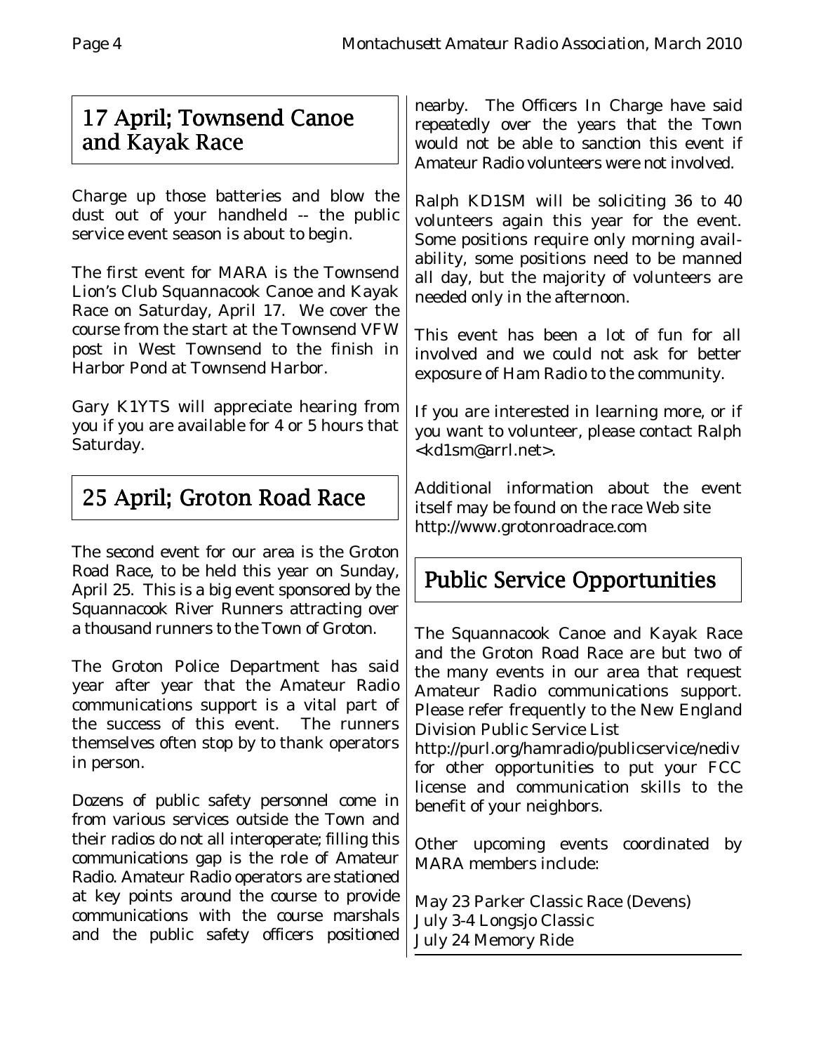## 17 April; Townsend Canoe and Kayak Race

Charge up those batteries and blow the dust out of your handheld -- the public service event season is about to begin.

The first event for MARA is the Townsend Lion's Club Squannacook Canoe and Kayak Race on Saturday, April 17. We cover the course from the start at the Townsend VFW post in West Townsend to the finish in Harbor Pond at Townsend Harbor.

Gary K1YTS will appreciate hearing from you if you are available for 4 or 5 hours that Saturday.

## 25 April; Groton Road Race

The second event for our area is the Groton Road Race, to be held this year on Sunday, April 25. This is a big event sponsored by the Squannacook River Runners attracting over a thousand runners to the Town of Groton.

The Groton Police Department has said year after year that the Amateur Radio communications support is a vital part of the success of this event. The runners themselves often stop by to thank operators in person.

Dozens of public safety personnel come in from various services outside the Town and their radios do not all interoperate; filling this communications gap is the role of Amateur Radio. Amateur Radio operators are stationed at key points around the course to provide communications with the course marshals and the public safety officers positioned nearby. The Officers In Charge have said repeatedly over the years that the Town would not be able to sanction this event if Amateur Radio volunteers were not involved.

Ralph KD1SM will be soliciting 36 to 40 volunteers again this year for the event. Some positions require only morning availability, some positions need to be manned all day, but the majority of volunteers are needed only in the afternoon.

This event has been a lot of fun for all involved and we could not ask for better exposure of Ham Radio to the community.

If you are interested in learning more, or if you want to volunteer, please contact Ralph <kd1sm@arrl.net>.

Additional information about the event itself may be found on the race Web site http://www.grotonroadrace.com

## Public Service Opportunities

The Squannacook Canoe and Kayak Race and the Groton Road Race are but two of the many events in our area that request Amateur Radio communications support. Please refer frequently to the New England Division Public Service List http://purl.org/hamradio/publicservice/nediv for other opportunities to put your FCC license and communication skills to the benefit of your neighbors.

Other upcoming events coordinated by MARA members include:

May 23 Parker Classic Race (Devens)
July 3-4 Longsjo Classic
July 24 Memory Ride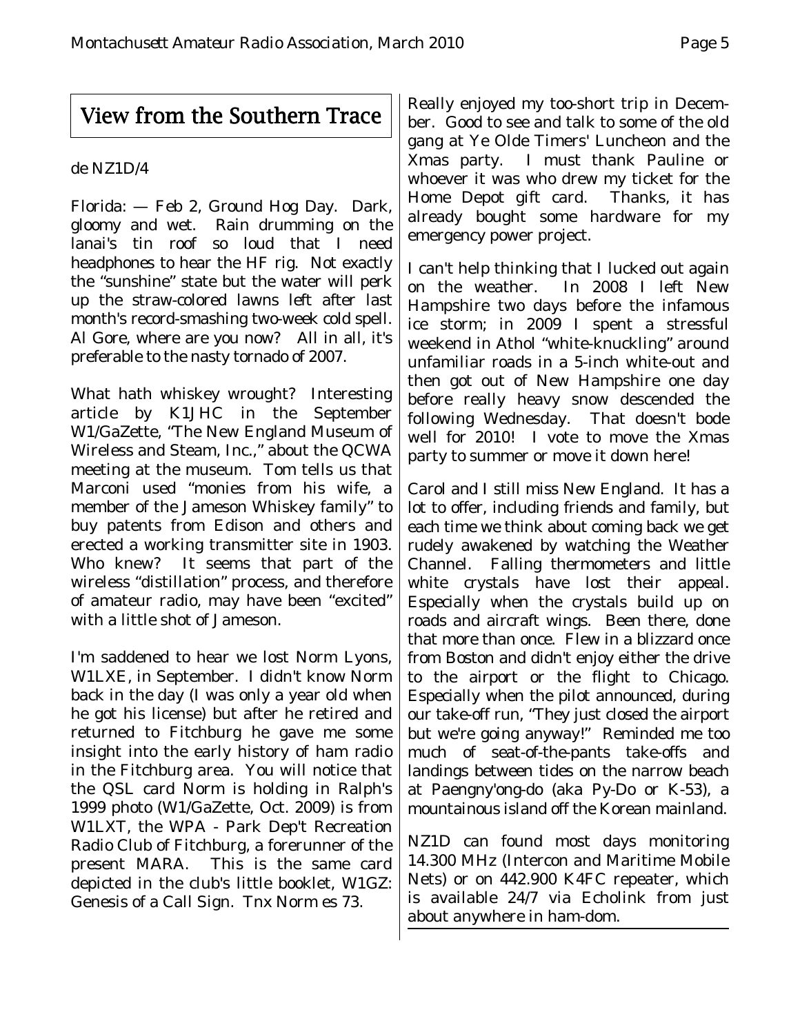# View from the Southern Trace

de NZ1D/4

Florida: — Feb 2, Ground Hog Day. Dark, gloomy and wet. Rain drumming on the lanai's tin roof so loud that I need headphones to hear the HF rig. Not exactly the "sunshine" state but the water will perk up the straw-colored lawns left after last month's record-smashing two-week cold spell. Al Gore, where are you now? All in all, it's preferable to the nasty tornado of 2007.

What hath whiskey wrought? Interesting article by K1JHC in the September W1/GaZette, "The New England Museum of Wireless and Steam, Inc.," about the QCWA meeting at the museum. Tom tells us that Marconi used "monies from his wife, a member of the Jameson Whiskey family" to buy patents from Edison and others and erected a working transmitter site in 1903. Who knew? It seems that part of the wireless "distillation" process, and therefore of amateur radio, may have been "excited" with a little shot of Jameson.

I'm saddened to hear we lost Norm Lyons, W1LXE, in September. I didn't know Norm back in the day (I was only a year old when he got his license) but after he retired and returned to Fitchburg he gave me some insight into the early history of ham radio in the Fitchburg area. You will notice that the QSL card Norm is holding in Ralph's 1999 photo (W1/GaZette, Oct. 2009) is from W1LXT, the WPA - Park Dep't Recreation Radio Club of Fitchburg, a forerunner of the present MARA. This is the same card depicted in the club's little booklet, W1GZ: Genesis of a Call Sign. Tnx Norm es 73.

Really enjoyed my too-short trip in December. Good to see and talk to some of the old gang at Ye Olde Timers' Luncheon and the Xmas party. I must thank Pauline or whoever it was who drew my ticket for the Home Depot gift card. Thanks, it has already bought some hardware for my emergency power project.

I can't help thinking that I lucked out again on the weather. In 2008 I left New Hampshire two days before the infamous ice storm; in 2009 I spent a stressful weekend in Athol "white-knuckling" around unfamiliar roads in a 5-inch white-out and then got out of New Hampshire one day before really heavy snow descended the following Wednesday. That doesn't bode well for 2010! I vote to move the Xmas party to summer or move it down here!

Carol and I still miss New England. It has a lot to offer, including friends and family, but each time we think about coming back we get rudely awakened by watching the Weather Channel. Falling thermometers and little white crystals have lost their appeal. Especially when the crystals build up on roads and aircraft wings. Been there, done that more than once. Flew in a blizzard once from Boston and didn't enjoy either the drive to the airport or the flight to Chicago. Especially when the pilot announced, during our take-off run, "They just closed the airport but we're going anyway!" Reminded me too much of seat-of-the-pants take-offs and landings between tides on the narrow beach at Paengny'ong-do (aka Py-Do or K-53), a mountainous island off the Korean mainland.

NZ1D can found most days monitoring 14.300 MHz (Intercon and Maritime Mobile Nets) or on 442.900 K4FC repeater, which is available 24/7 via Echolink from just about anywhere in ham-dom.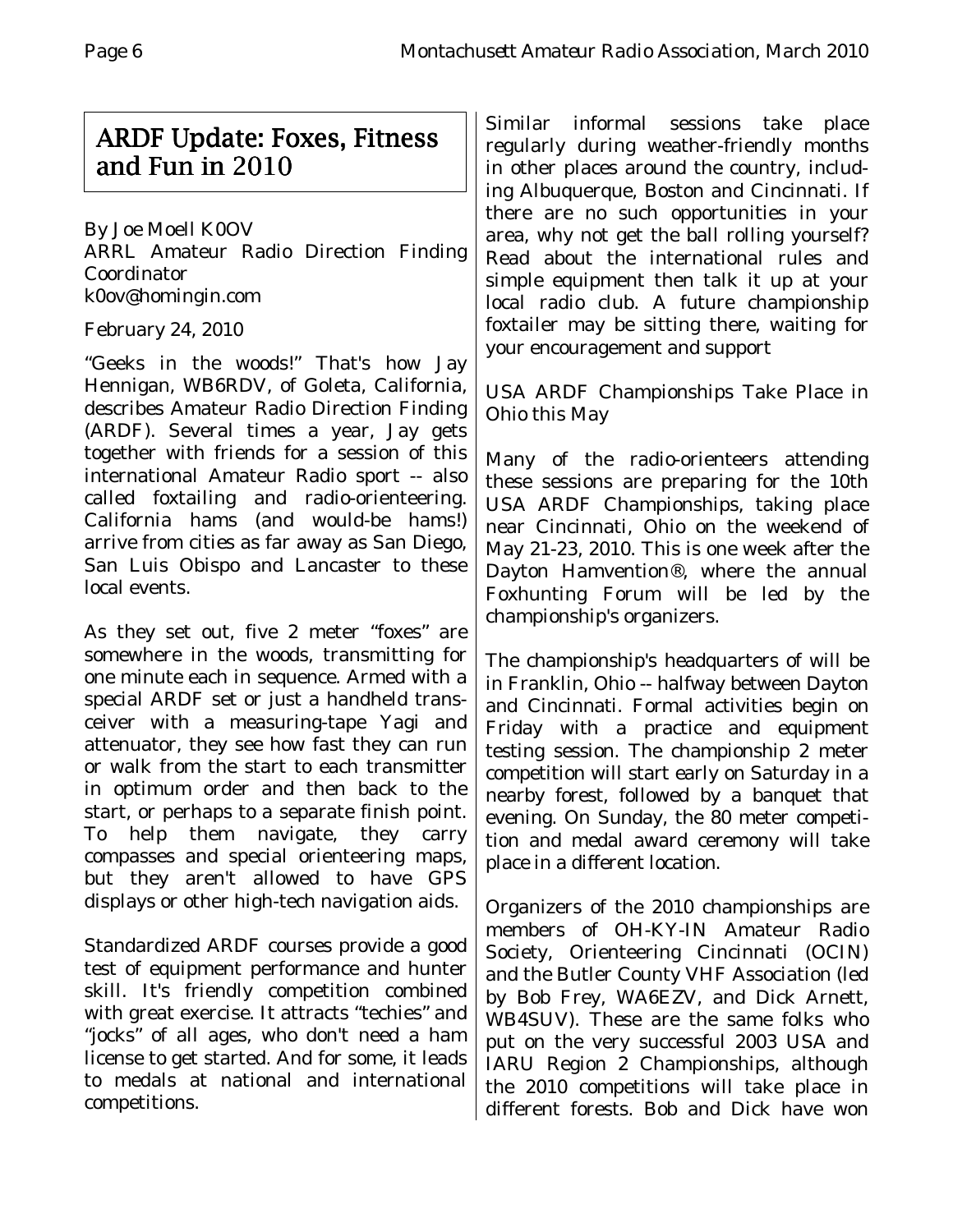## ARDF Update: Foxes, Fitness and Fun in 2010

By Joe Moell K0OV
ARRL Amateur Radio Direction Finding Coordinator
k0ov@homingin.com

February 24, 2010

"Geeks in the woods!" That's how Jay Hennigan, WB6RDV, of Goleta, California, describes Amateur Radio Direction Finding (ARDF). Several times a year, Jay gets together with friends for a session of this international Amateur Radio sport -- also called foxtailing and radio-orienteering. California hams (and would-be hams!) arrive from cities as far away as San Diego, San Luis Obispo and Lancaster to these local events.

As they set out, five 2 meter "foxes" are somewhere in the woods, transmitting for one minute each in sequence. Armed with a special ARDF set or just a handheld transceiver with a measuring-tape Yagi and attenuator, they see how fast they can run or walk from the start to each transmitter in optimum order and then back to the start, or perhaps to a separate finish point. To help them navigate, they carry compasses and special orienteering maps, but they aren't allowed to have GPS displays or other high-tech navigation aids.

Standardized ARDF courses provide a good test of equipment performance and hunter skill. It's friendly competition combined with great exercise. It attracts "techies" and "jocks" of all ages, who don't need a ham license to get started. And for some, it leads to medals at national and international competitions.

Similar informal sessions take place regularly during weather-friendly months in other places around the country, including Albuquerque, Boston and Cincinnati. If there are no such opportunities in your area, why not get the ball rolling yourself? Read about the international rules and simple equipment then talk it up at your local radio club. A future championship foxtailer may be sitting there, waiting for your encouragement and support

### USA ARDF Championships Take Place in Ohio this May

Many of the radio-orienteers attending these sessions are preparing for the 10th USA ARDF Championships, taking place near Cincinnati, Ohio on the weekend of May 21-23, 2010. This is one week after the Dayton Hamvention®, where the annual Foxhunting Forum will be led by the championship's organizers.

The championship's headquarters of will be in Franklin, Ohio -- halfway between Dayton and Cincinnati. Formal activities begin on Friday with a practice and equipment testing session. The championship 2 meter competition will start early on Saturday in a nearby forest, followed by a banquet that evening. On Sunday, the 80 meter competition and medal award ceremony will take place in a different location.

Organizers of the 2010 championships are members of OH-KY-IN Amateur Radio Society, Orienteering Cincinnati (OCIN) and the Butler County VHF Association (led by Bob Frey, WA6EZV, and Dick Arnett, WB4SUV). These are the same folks who put on the very successful 2003 USA and IARU Region 2 Championships, although the 2010 competitions will take place in different forests. Bob and Dick have won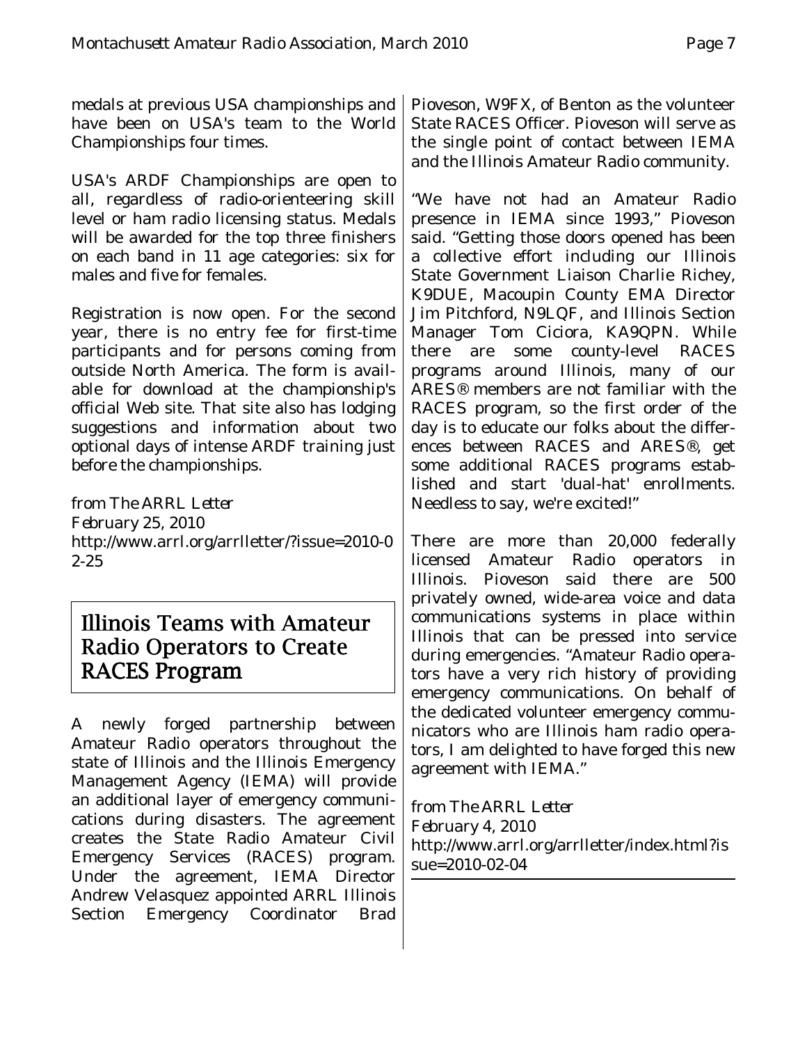medals at previous USA championships and have been on USA's team to the World Championships four times.

USA's ARDF Championships are open to all, regardless of radio-orienteering skill level or ham radio licensing status. Medals will be awarded for the top three finishers on each band in 11 age categories: six for males and five for females.

Registration is now open. For the second year, there is no entry fee for first-time participants and for persons coming from outside North America. The form is available for download at the championship's official Web site. That site also has lodging suggestions and information about two optional days of intense ARDF training just before the championships.

*from The ARRL Letter*
*February 25, 2010*
http://www.arrl.org/arrlletter/?issue=2010-02-25

## Illinois Teams with Amateur Radio Operators to Create RACES Program

A newly forged partnership between Amateur Radio operators throughout the state of Illinois and the Illinois Emergency Management Agency (IEMA) will provide an additional layer of emergency communications during disasters. The agreement creates the State Radio Amateur Civil Emergency Services (RACES) program. Under the agreement, IEMA Director Andrew Velasquez appointed ARRL Illinois Section Emergency Coordinator Brad Pioveson, W9FX, of Benton as the volunteer State RACES Officer. Pioveson will serve as the single point of contact between IEMA and the Illinois Amateur Radio community.

"We have not had an Amateur Radio presence in IEMA since 1993," Pioveson said. "Getting those doors opened has been a collective effort including our Illinois State Government Liaison Charlie Richey, K9DUE, Macoupin County EMA Director Jim Pitchford, N9LQF, and Illinois Section Manager Tom Ciciora, KA9QPN. While there are some county-level RACES programs around Illinois, many of our ARES® members are not familiar with the RACES program, so the first order of the day is to educate our folks about the differences between RACES and ARES®, get some additional RACES programs established and start 'dual-hat' enrollments. Needless to say, we're excited!"

There are more than 20,000 federally licensed Amateur Radio operators in Illinois. Pioveson said there are 500 privately owned, wide-area voice and data communications systems in place within Illinois that can be pressed into service during emergencies. "Amateur Radio operators have a very rich history of providing emergency communications. On behalf of the dedicated volunteer emergency communicators who are Illinois ham radio operators, I am delighted to have forged this new agreement with IEMA."

*from The ARRL Letter*
*February 4, 2010*
http://www.arrl.org/arrlletter/index.html?issue=2010-02-04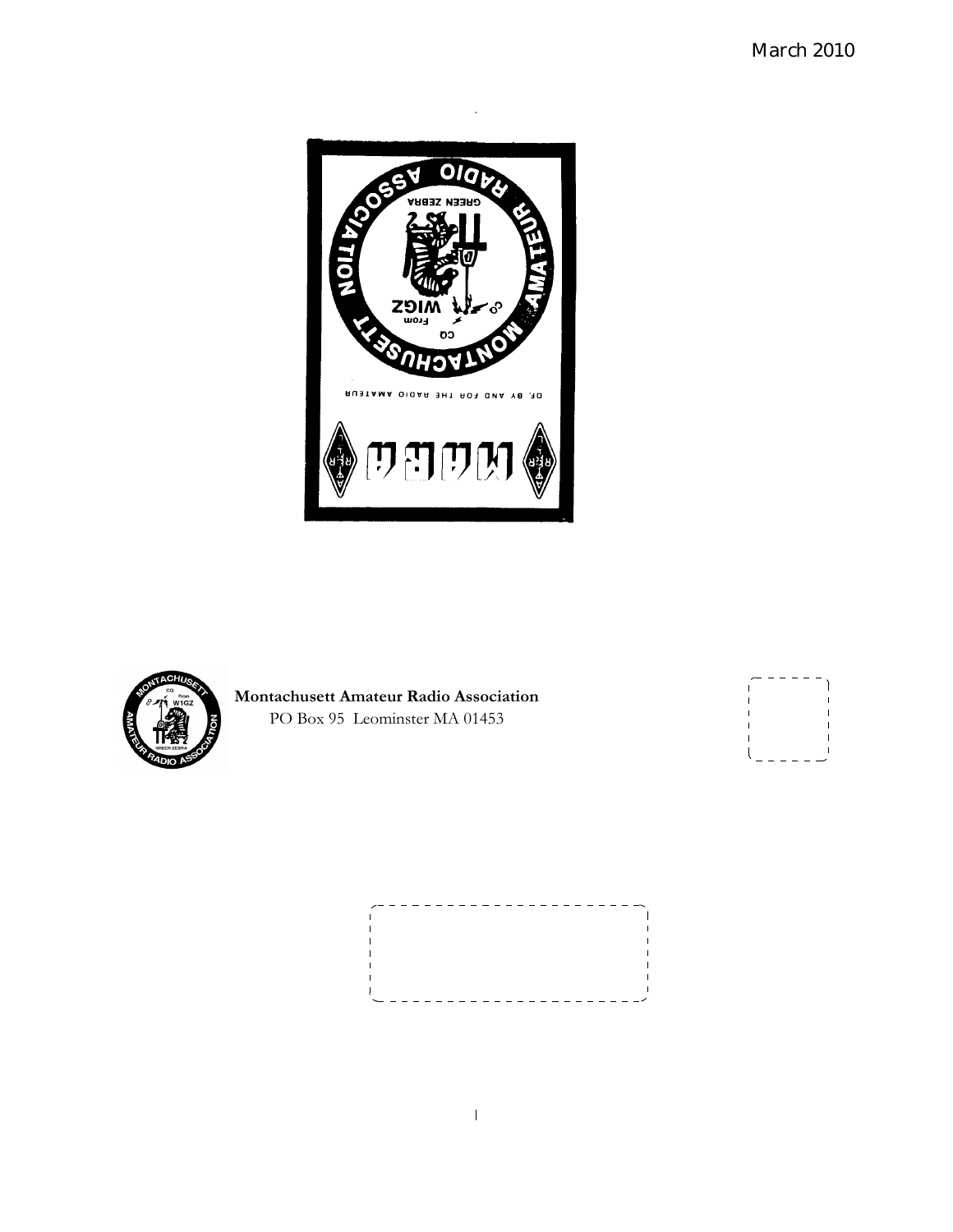**Montachusett Amateur Radio Association**

PO Box 95 Leominster MA 01453